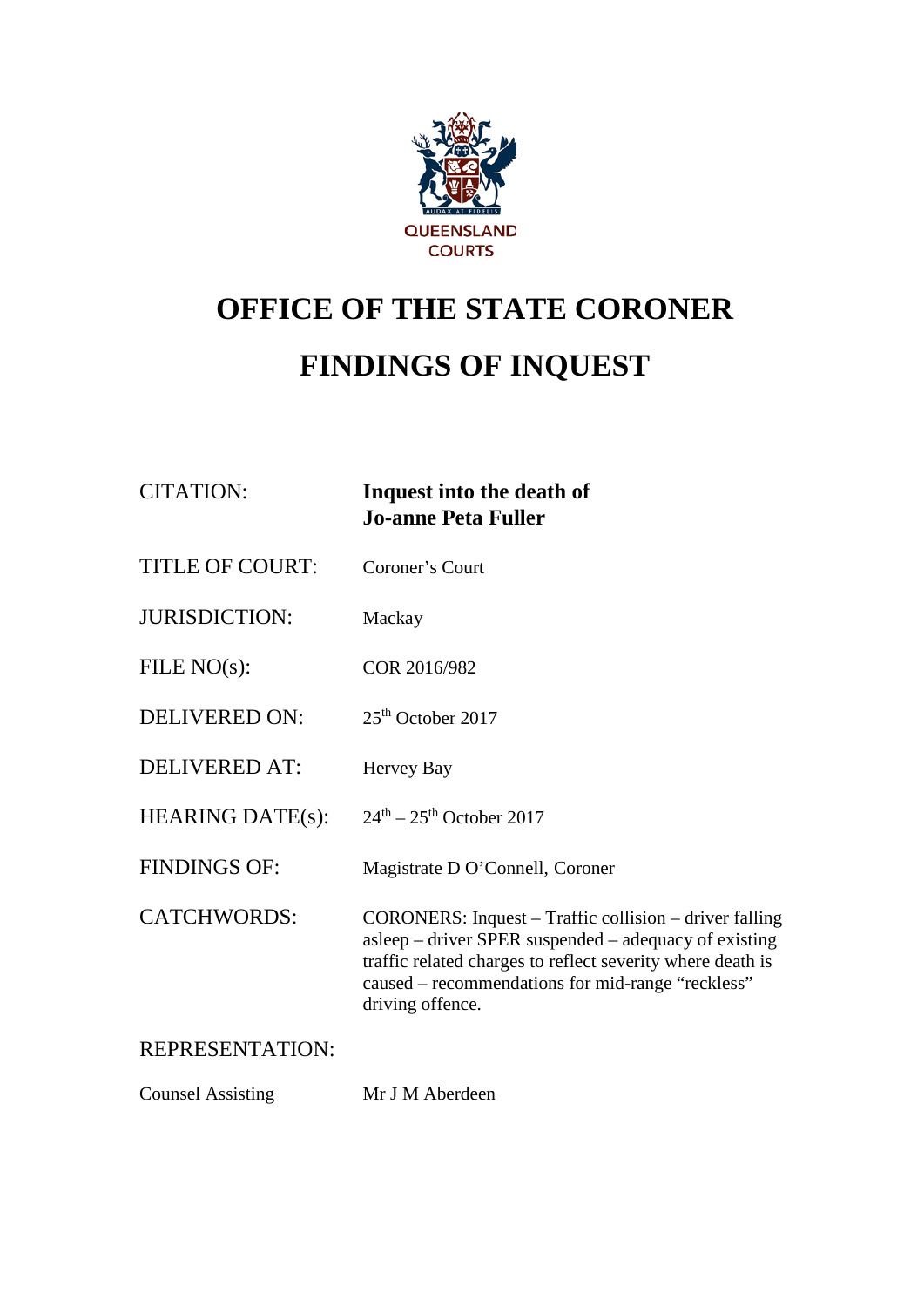QUEENSLAND COURTS

# OFFICE OF THE STATE CORONER

# FINDINGS OF INQUEST

| | |
|---|---|
| CITATION: | **Inquest into the death of Jo-anne Peta Fuller** |
| TITLE OF COURT: | Coroner's Court |
| JURISDICTION: | Mackay |
| FILE NO(s): | COR 2016/982 |
| DELIVERED ON: | 25th October 2017 |
| DELIVERED AT: | Hervey Bay |
| HEARING DATE(s): | 24th – 25th October 2017 |
| FINDINGS OF: | Magistrate D O'Connell, Coroner |
| CATCHWORDS: | CORONERS: Inquest – Traffic collision – driver falling asleep – driver SPER suspended – adequacy of existing traffic related charges to reflect severity where death is caused – recommendations for mid-range "reckless" driving offence. |

REPRESENTATION:

| | |
|---|---|
| Counsel Assisting | Mr J M Aberdeen |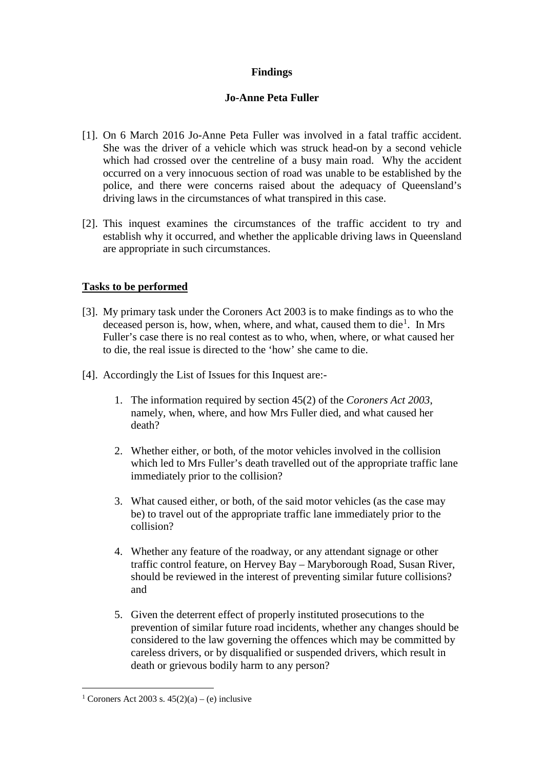**Findings**

**Jo-Anne Peta Fuller**

[1]. On 6 March 2016 Jo-Anne Peta Fuller was involved in a fatal traffic accident. She was the driver of a vehicle which was struck head-on by a second vehicle which had crossed over the centreline of a busy main road. Why the accident occurred on a very innocuous section of road was unable to be established by the police, and there were concerns raised about the adequacy of Queensland's driving laws in the circumstances of what transpired in this case.

[2]. This inquest examines the circumstances of the traffic accident to try and establish why it occurred, and whether the applicable driving laws in Queensland are appropriate in such circumstances.

## Tasks to be performed

[3]. My primary task under the Coroners Act 2003 is to make findings as to who the deceased person is, how, when, where, and what, caused them to die[1]. In Mrs Fuller's case there is no real contest as to who, when, where, or what caused her to die, the real issue is directed to the 'how' she came to die.

[4]. Accordingly the List of Issues for this Inquest are:-

1. The information required by section 45(2) of the *Coroners Act 2003*, namely, when, where, and how Mrs Fuller died, and what caused her death?

2. Whether either, or both, of the motor vehicles involved in the collision which led to Mrs Fuller's death travelled out of the appropriate traffic lane immediately prior to the collision?

3. What caused either, or both, of the said motor vehicles (as the case may be) to travel out of the appropriate traffic lane immediately prior to the collision?

4. Whether any feature of the roadway, or any attendant signage or other traffic control feature, on Hervey Bay – Maryborough Road, Susan River, should be reviewed in the interest of preventing similar future collisions? and

5. Given the deterrent effect of properly instituted prosecutions to the prevention of similar future road incidents, whether any changes should be considered to the law governing the offences which may be committed by careless drivers, or by disqualified or suspended drivers, which result in death or grievous bodily harm to any person?

---

[1] Coroners Act 2003 s. 45(2)(a) – (e) inclusive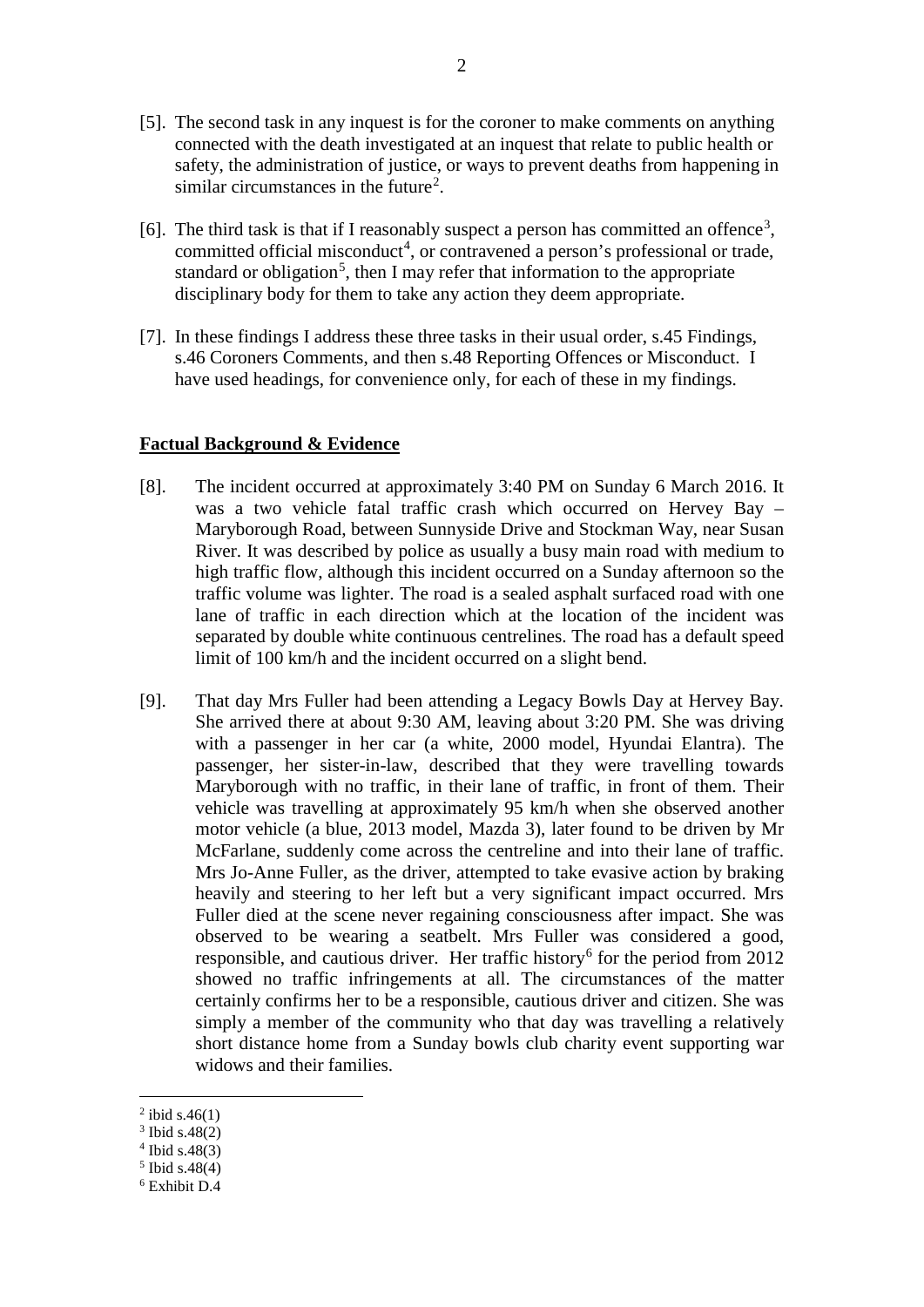[5]. The second task in any inquest is for the coroner to make comments on anything connected with the death investigated at an inquest that relate to public health or safety, the administration of justice, or ways to prevent deaths from happening in similar circumstances in the future[2].

[6]. The third task is that if I reasonably suspect a person has committed an offence[3], committed official misconduct[4], or contravened a person's professional or trade, standard or obligation[5], then I may refer that information to the appropriate disciplinary body for them to take any action they deem appropriate.

[7]. In these findings I address these three tasks in their usual order, s.45 Findings, s.46 Coroners Comments, and then s.48 Reporting Offences or Misconduct. I have used headings, for convenience only, for each of these in my findings.

**Factual Background & Evidence**

[8]. The incident occurred at approximately 3:40 PM on Sunday 6 March 2016. It was a two vehicle fatal traffic crash which occurred on Hervey Bay – Maryborough Road, between Sunnyside Drive and Stockman Way, near Susan River. It was described by police as usually a busy main road with medium to high traffic flow, although this incident occurred on a Sunday afternoon so the traffic volume was lighter. The road is a sealed asphalt surfaced road with one lane of traffic in each direction which at the location of the incident was separated by double white continuous centrelines. The road has a default speed limit of 100 km/h and the incident occurred on a slight bend.

[9]. That day Mrs Fuller had been attending a Legacy Bowls Day at Hervey Bay. She arrived there at about 9:30 AM, leaving about 3:20 PM. She was driving with a passenger in her car (a white, 2000 model, Hyundai Elantra). The passenger, her sister-in-law, described that they were travelling towards Maryborough with no traffic, in their lane of traffic, in front of them. Their vehicle was travelling at approximately 95 km/h when she observed another motor vehicle (a blue, 2013 model, Mazda 3), later found to be driven by Mr McFarlane, suddenly come across the centreline and into their lane of traffic. Mrs Jo-Anne Fuller, as the driver, attempted to take evasive action by braking heavily and steering to her left but a very significant impact occurred. Mrs Fuller died at the scene never regaining consciousness after impact. She was observed to be wearing a seatbelt. Mrs Fuller was considered a good, responsible, and cautious driver. Her traffic history[6] for the period from 2012 showed no traffic infringements at all. The circumstances of the matter certainly confirms her to be a responsible, cautious driver and citizen. She was simply a member of the community who that day was travelling a relatively short distance home from a Sunday bowls club charity event supporting war widows and their families.

---

[2] ibid s.46(1)
[3] Ibid s.48(2)
[4] Ibid s.48(3)
[5] Ibid s.48(4)
[6] Exhibit D.4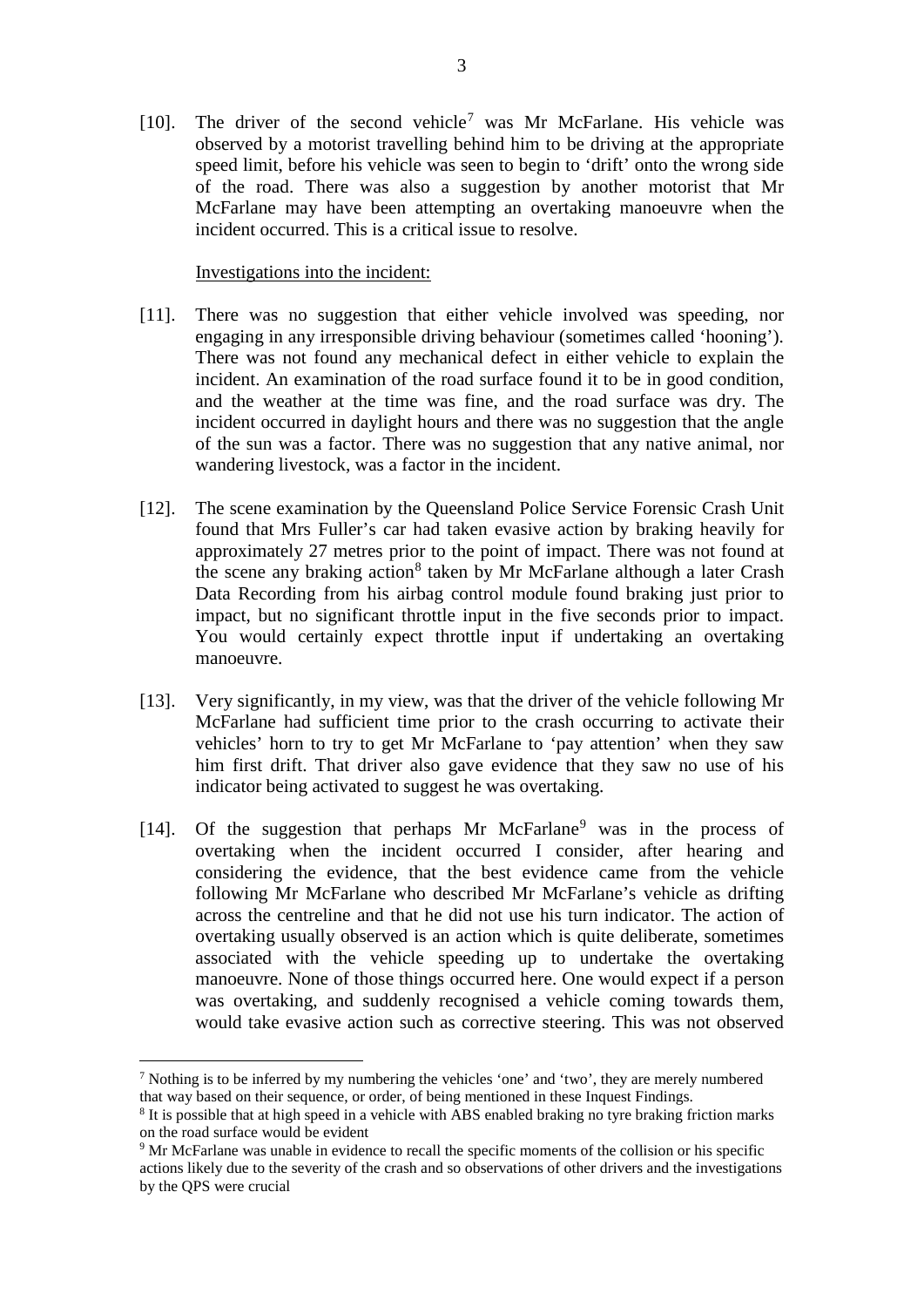[10]. The driver of the second vehicle[7] was Mr McFarlane. His vehicle was observed by a motorist travelling behind him to be driving at the appropriate speed limit, before his vehicle was seen to begin to 'drift' onto the wrong side of the road. There was also a suggestion by another motorist that Mr McFarlane may have been attempting an overtaking manoeuvre when the incident occurred. This is a critical issue to resolve.

<u>Investigations into the incident:</u>

[11]. There was no suggestion that either vehicle involved was speeding, nor engaging in any irresponsible driving behaviour (sometimes called 'hooning'). There was not found any mechanical defect in either vehicle to explain the incident. An examination of the road surface found it to be in good condition, and the weather at the time was fine, and the road surface was dry. The incident occurred in daylight hours and there was no suggestion that the angle of the sun was a factor. There was no suggestion that any native animal, nor wandering livestock, was a factor in the incident.

[12]. The scene examination by the Queensland Police Service Forensic Crash Unit found that Mrs Fuller's car had taken evasive action by braking heavily for approximately 27 metres prior to the point of impact. There was not found at the scene any braking action[8] taken by Mr McFarlane although a later Crash Data Recording from his airbag control module found braking just prior to impact, but no significant throttle input in the five seconds prior to impact. You would certainly expect throttle input if undertaking an overtaking manoeuvre.

[13]. Very significantly, in my view, was that the driver of the vehicle following Mr McFarlane had sufficient time prior to the crash occurring to activate their vehicles' horn to try to get Mr McFarlane to 'pay attention' when they saw him first drift. That driver also gave evidence that they saw no use of his indicator being activated to suggest he was overtaking.

[14]. Of the suggestion that perhaps Mr McFarlane[9] was in the process of overtaking when the incident occurred I consider, after hearing and considering the evidence, that the best evidence came from the vehicle following Mr McFarlane who described Mr McFarlane's vehicle as drifting across the centreline and that he did not use his turn indicator. The action of overtaking usually observed is an action which is quite deliberate, sometimes associated with the vehicle speeding up to undertake the overtaking manoeuvre. None of those things occurred here. One would expect if a person was overtaking, and suddenly recognised a vehicle coming towards them, would take evasive action such as corrective steering. This was not observed

---

[7] Nothing is to be inferred by my numbering the vehicles 'one' and 'two', they are merely numbered that way based on their sequence, or order, of being mentioned in these Inquest Findings.

[8] It is possible that at high speed in a vehicle with ABS enabled braking no tyre braking friction marks on the road surface would be evident

[9] Mr McFarlane was unable in evidence to recall the specific moments of the collision or his specific actions likely due to the severity of the crash and so observations of other drivers and the investigations by the QPS were crucial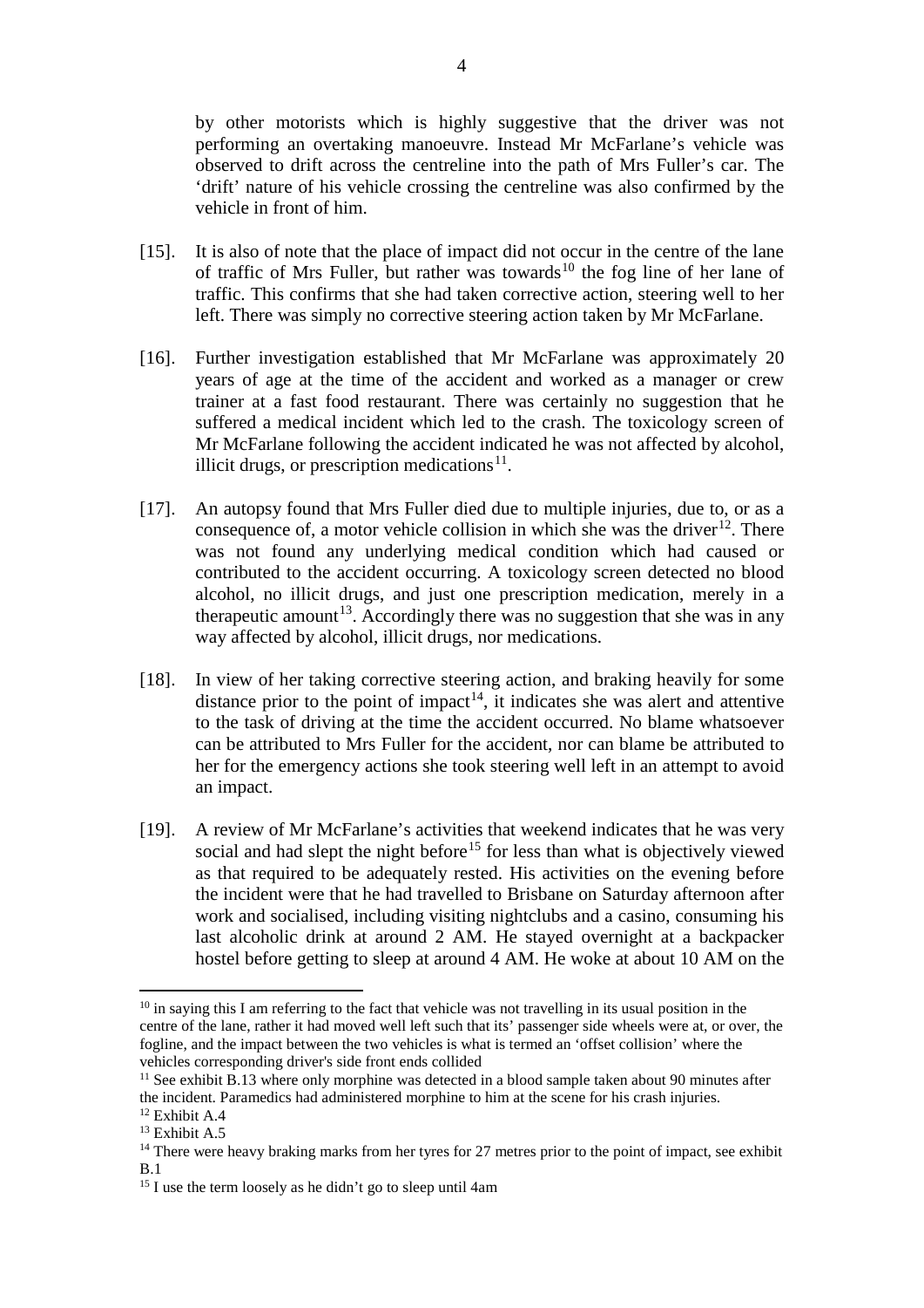by other motorists which is highly suggestive that the driver was not performing an overtaking manoeuvre. Instead Mr McFarlane's vehicle was observed to drift across the centreline into the path of Mrs Fuller's car. The 'drift' nature of his vehicle crossing the centreline was also confirmed by the vehicle in front of him.

[15]. It is also of note that the place of impact did not occur in the centre of the lane of traffic of Mrs Fuller, but rather was towards[10] the fog line of her lane of traffic. This confirms that she had taken corrective action, steering well to her left. There was simply no corrective steering action taken by Mr McFarlane.

[16]. Further investigation established that Mr McFarlane was approximately 20 years of age at the time of the accident and worked as a manager or crew trainer at a fast food restaurant. There was certainly no suggestion that he suffered a medical incident which led to the crash. The toxicology screen of Mr McFarlane following the accident indicated he was not affected by alcohol, illicit drugs, or prescription medications[11].

[17]. An autopsy found that Mrs Fuller died due to multiple injuries, due to, or as a consequence of, a motor vehicle collision in which she was the driver[12]. There was not found any underlying medical condition which had caused or contributed to the accident occurring. A toxicology screen detected no blood alcohol, no illicit drugs, and just one prescription medication, merely in a therapeutic amount[13]. Accordingly there was no suggestion that she was in any way affected by alcohol, illicit drugs, nor medications.

[18]. In view of her taking corrective steering action, and braking heavily for some distance prior to the point of impact[14], it indicates she was alert and attentive to the task of driving at the time the accident occurred. No blame whatsoever can be attributed to Mrs Fuller for the accident, nor can blame be attributed to her for the emergency actions she took steering well left in an attempt to avoid an impact.

[19]. A review of Mr McFarlane's activities that weekend indicates that he was very social and had slept the night before[15] for less than what is objectively viewed as that required to be adequately rested. His activities on the evening before the incident were that he had travelled to Brisbane on Saturday afternoon after work and socialised, including visiting nightclubs and a casino, consuming his last alcoholic drink at around 2 AM. He stayed overnight at a backpacker hostel before getting to sleep at around 4 AM. He woke at about 10 AM on the

---

[10] in saying this I am referring to the fact that vehicle was not travelling in its usual position in the centre of the lane, rather it had moved well left such that its' passenger side wheels were at, or over, the fogline, and the impact between the two vehicles is what is termed an 'offset collision' where the vehicles corresponding driver's side front ends collided

[11] See exhibit B.13 where only morphine was detected in a blood sample taken about 90 minutes after the incident. Paramedics had administered morphine to him at the scene for his crash injuries.

[12] Exhibit A.4

[13] Exhibit A.5

[14] There were heavy braking marks from her tyres for 27 metres prior to the point of impact, see exhibit B.1

[15] I use the term loosely as he didn't go to sleep until 4am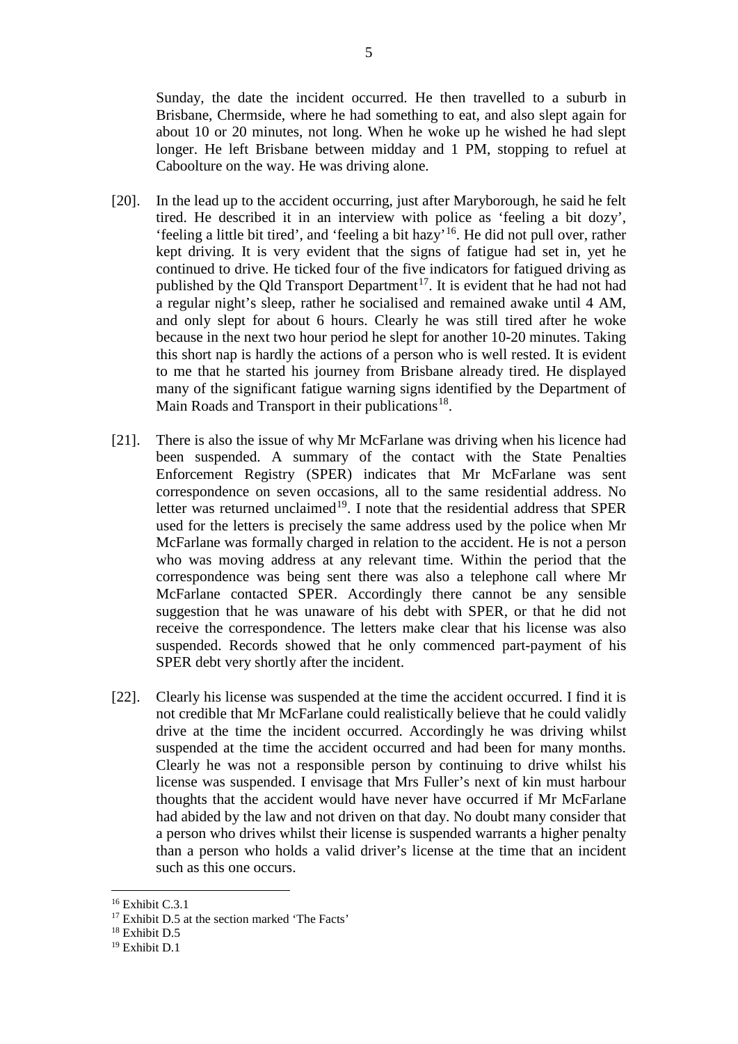Sunday, the date the incident occurred. He then travelled to a suburb in Brisbane, Chermside, where he had something to eat, and also slept again for about 10 or 20 minutes, not long. When he woke up he wished he had slept longer. He left Brisbane between midday and 1 PM, stopping to refuel at Caboolture on the way. He was driving alone.

[20]. In the lead up to the accident occurring, just after Maryborough, he said he felt tired. He described it in an interview with police as 'feeling a bit dozy', 'feeling a little bit tired', and 'feeling a bit hazy'[16]. He did not pull over, rather kept driving. It is very evident that the signs of fatigue had set in, yet he continued to drive. He ticked four of the five indicators for fatigued driving as published by the Qld Transport Department[17]. It is evident that he had not had a regular night's sleep, rather he socialised and remained awake until 4 AM, and only slept for about 6 hours. Clearly he was still tired after he woke because in the next two hour period he slept for another 10-20 minutes. Taking this short nap is hardly the actions of a person who is well rested. It is evident to me that he started his journey from Brisbane already tired. He displayed many of the significant fatigue warning signs identified by the Department of Main Roads and Transport in their publications[18].

[21]. There is also the issue of why Mr McFarlane was driving when his licence had been suspended. A summary of the contact with the State Penalties Enforcement Registry (SPER) indicates that Mr McFarlane was sent correspondence on seven occasions, all to the same residential address. No letter was returned unclaimed[19]. I note that the residential address that SPER used for the letters is precisely the same address used by the police when Mr McFarlane was formally charged in relation to the accident. He is not a person who was moving address at any relevant time. Within the period that the correspondence was being sent there was also a telephone call where Mr McFarlane contacted SPER. Accordingly there cannot be any sensible suggestion that he was unaware of his debt with SPER, or that he did not receive the correspondence. The letters make clear that his license was also suspended. Records showed that he only commenced part-payment of his SPER debt very shortly after the incident.

[22]. Clearly his license was suspended at the time the accident occurred. I find it is not credible that Mr McFarlane could realistically believe that he could validly drive at the time the incident occurred. Accordingly he was driving whilst suspended at the time the accident occurred and had been for many months. Clearly he was not a responsible person by continuing to drive whilst his license was suspended. I envisage that Mrs Fuller's next of kin must harbour thoughts that the accident would have never have occurred if Mr McFarlane had abided by the law and not driven on that day. No doubt many consider that a person who drives whilst their license is suspended warrants a higher penalty than a person who holds a valid driver's license at the time that an incident such as this one occurs.

---

[16] Exhibit C.3.1

[17] Exhibit D.5 at the section marked 'The Facts'

[18] Exhibit D.5

[19] Exhibit D.1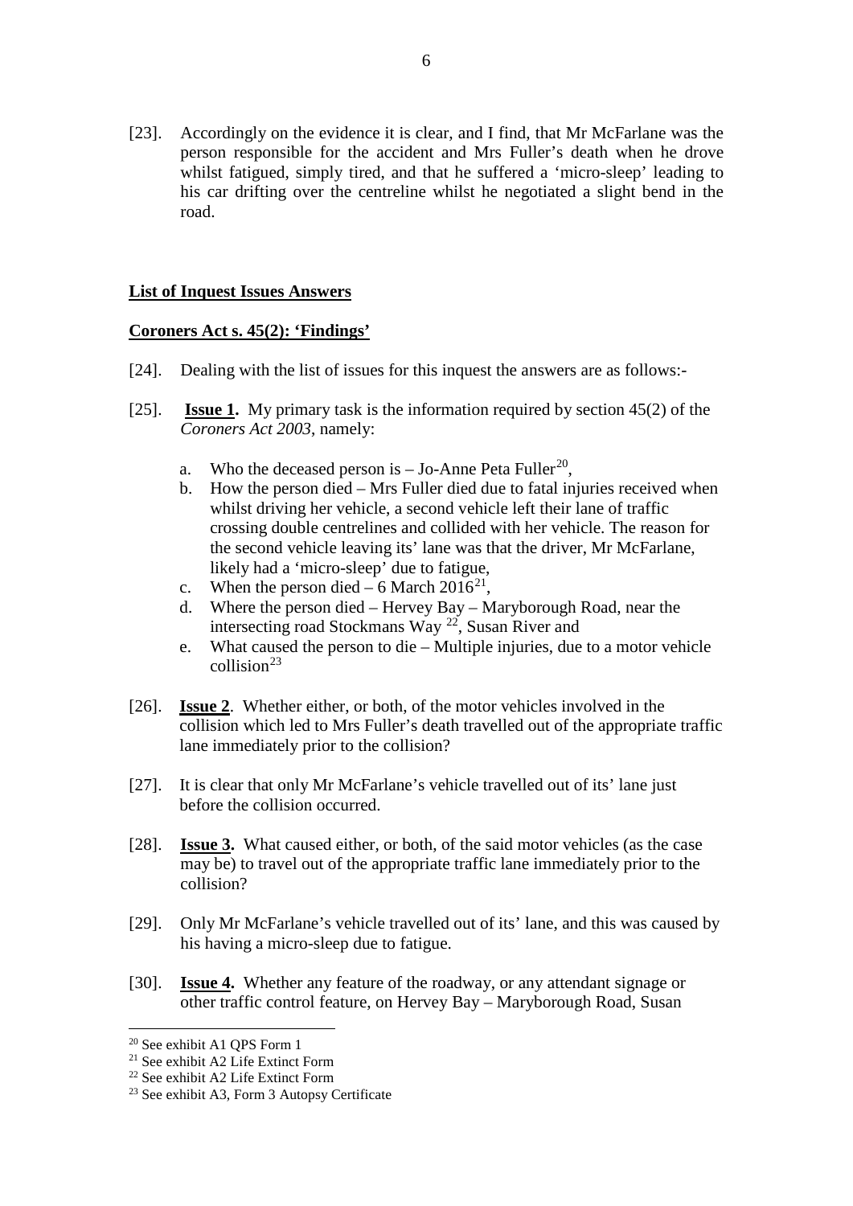[23]. Accordingly on the evidence it is clear, and I find, that Mr McFarlane was the person responsible for the accident and Mrs Fuller's death when he drove whilst fatigued, simply tired, and that he suffered a 'micro-sleep' leading to his car drifting over the centreline whilst he negotiated a slight bend in the road.

**List of Inquest Issues Answers**

**Coroners Act s. 45(2): 'Findings'**

[24]. Dealing with the list of issues for this inquest the answers are as follows:-

[25]. **Issue 1.** My primary task is the information required by section 45(2) of the *Coroners Act 2003*, namely:

a. Who the deceased person is – Jo-Anne Peta Fuller[20],
b. How the person died – Mrs Fuller died due to fatal injuries received when whilst driving her vehicle, a second vehicle left their lane of traffic crossing double centrelines and collided with her vehicle. The reason for the second vehicle leaving its' lane was that the driver, Mr McFarlane, likely had a 'micro-sleep' due to fatigue,
c. When the person died – 6 March 2016[21],
d. Where the person died – Hervey Bay – Maryborough Road, near the intersecting road Stockmans Way [22], Susan River and
e. What caused the person to die – Multiple injuries, due to a motor vehicle collision[23]

[26]. **Issue 2**. Whether either, or both, of the motor vehicles involved in the collision which led to Mrs Fuller's death travelled out of the appropriate traffic lane immediately prior to the collision?

[27]. It is clear that only Mr McFarlane's vehicle travelled out of its' lane just before the collision occurred.

[28]. **Issue 3.** What caused either, or both, of the said motor vehicles (as the case may be) to travel out of the appropriate traffic lane immediately prior to the collision?

[29]. Only Mr McFarlane's vehicle travelled out of its' lane, and this was caused by his having a micro-sleep due to fatigue.

[30]. **Issue 4.** Whether any feature of the roadway, or any attendant signage or other traffic control feature, on Hervey Bay – Maryborough Road, Susan

---

[20] See exhibit A1 QPS Form 1

[21] See exhibit A2 Life Extinct Form

[22] See exhibit A2 Life Extinct Form

[23] See exhibit A3, Form 3 Autopsy Certificate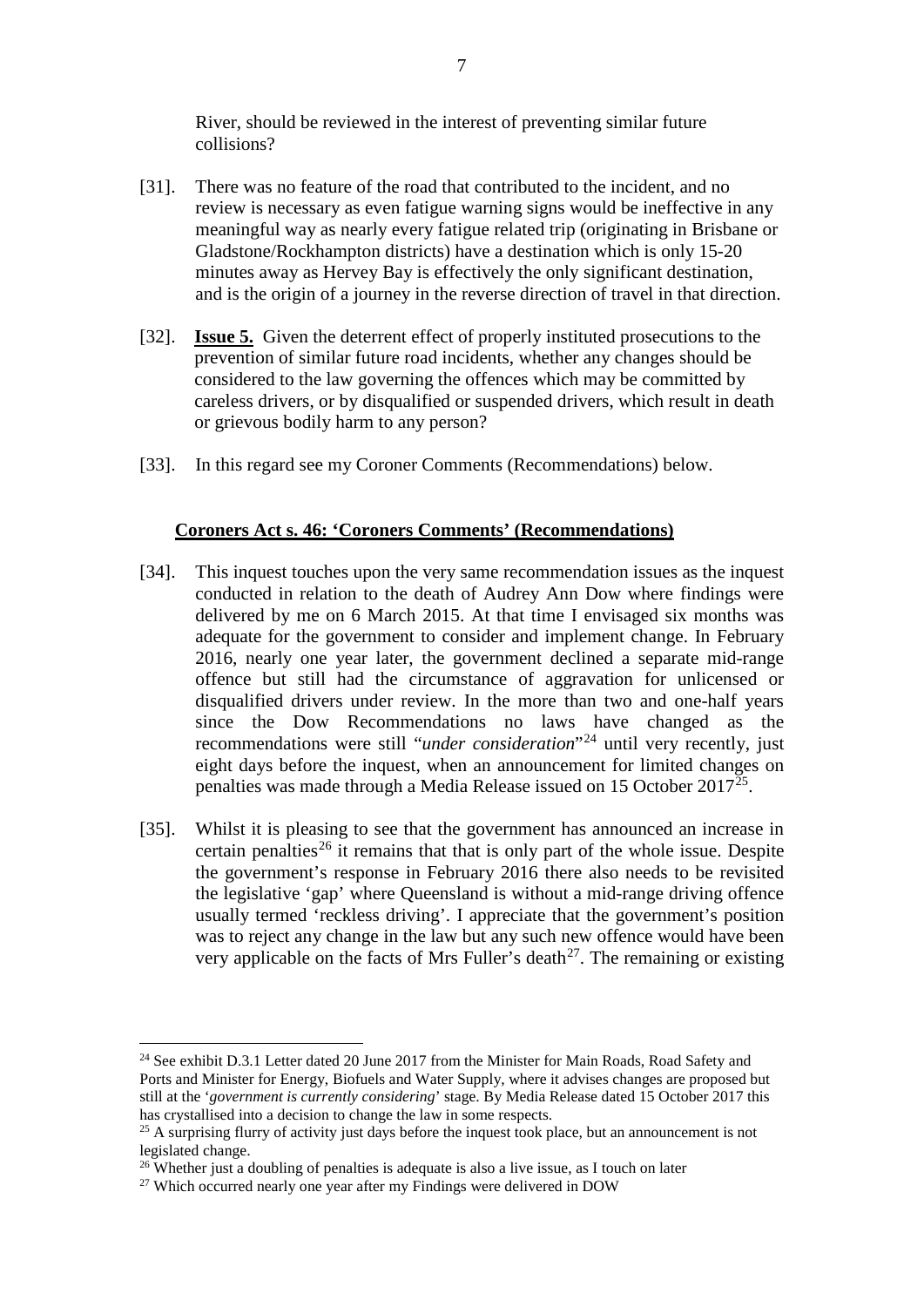River, should be reviewed in the interest of preventing similar future collisions?

[31]. There was no feature of the road that contributed to the incident, and no review is necessary as even fatigue warning signs would be ineffective in any meaningful way as nearly every fatigue related trip (originating in Brisbane or Gladstone/Rockhampton districts) have a destination which is only 15-20 minutes away as Hervey Bay is effectively the only significant destination, and is the origin of a journey in the reverse direction of travel in that direction.

[32]. **<u>Issue 5.</u>** Given the deterrent effect of properly instituted prosecutions to the prevention of similar future road incidents, whether any changes should be considered to the law governing the offences which may be committed by careless drivers, or by disqualified or suspended drivers, which result in death or grievous bodily harm to any person?

[33]. In this regard see my Coroner Comments (Recommendations) below.

## <u>Coroners Act s. 46: 'Coroners Comments' (Recommendations)</u>

[34]. This inquest touches upon the very same recommendation issues as the inquest conducted in relation to the death of Audrey Ann Dow where findings were delivered by me on 6 March 2015. At that time I envisaged six months was adequate for the government to consider and implement change. In February 2016, nearly one year later, the government declined a separate mid-range offence but still had the circumstance of aggravation for unlicensed or disqualified drivers under review. In the more than two and one-half years since the Dow Recommendations no laws have changed as the recommendations were still "*under consideration*"[24] until very recently, just eight days before the inquest, when an announcement for limited changes on penalties was made through a Media Release issued on 15 October 2017[25].

[35]. Whilst it is pleasing to see that the government has announced an increase in certain penalties[26] it remains that that is only part of the whole issue. Despite the government's response in February 2016 there also needs to be revisited the legislative 'gap' where Queensland is without a mid-range driving offence usually termed 'reckless driving'. I appreciate that the government's position was to reject any change in the law but any such new offence would have been very applicable on the facts of Mrs Fuller's death[27]. The remaining or existing

---

[24] See exhibit D.3.1 Letter dated 20 June 2017 from the Minister for Main Roads, Road Safety and Ports and Minister for Energy, Biofuels and Water Supply, where it advises changes are proposed but still at the '*government is currently considering*' stage. By Media Release dated 15 October 2017 this has crystallised into a decision to change the law in some respects.

[25] A surprising flurry of activity just days before the inquest took place, but an announcement is not legislated change.

[26] Whether just a doubling of penalties is adequate is also a live issue, as I touch on later

[27] Which occurred nearly one year after my Findings were delivered in DOW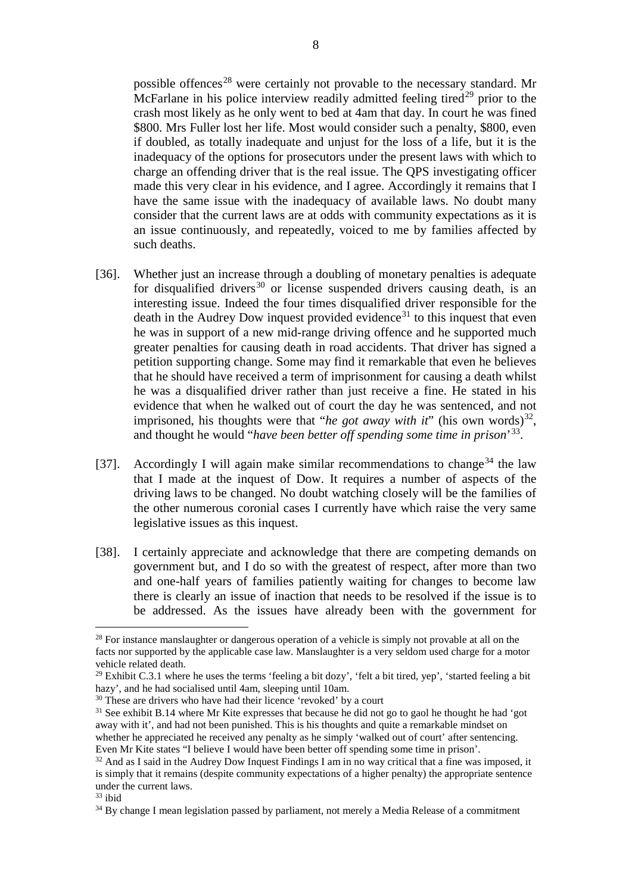possible offences[28] were certainly not provable to the necessary standard. Mr McFarlane in his police interview readily admitted feeling tired[29] prior to the crash most likely as he only went to bed at 4am that day. In court he was fined $800. Mrs Fuller lost her life. Most would consider such a penalty, $800, even if doubled, as totally inadequate and unjust for the loss of a life, but it is the inadequacy of the options for prosecutors under the present laws with which to charge an offending driver that is the real issue. The QPS investigating officer made this very clear in his evidence, and I agree. Accordingly it remains that I have the same issue with the inadequacy of available laws. No doubt many consider that the current laws are at odds with community expectations as it is an issue continuously, and repeatedly, voiced to me by families affected by such deaths.

[36]. Whether just an increase through a doubling of monetary penalties is adequate for disqualified drivers[30] or license suspended drivers causing death, is an interesting issue. Indeed the four times disqualified driver responsible for the death in the Audrey Dow inquest provided evidence[31] to this inquest that even he was in support of a new mid-range driving offence and he supported much greater penalties for causing death in road accidents. That driver has signed a petition supporting change. Some may find it remarkable that even he believes that he should have received a term of imprisonment for causing a death whilst he was a disqualified driver rather than just receive a fine. He stated in his evidence that when he walked out of court the day he was sentenced, and not imprisoned, his thoughts were that "*he got away with it*" (his own words)[32], and thought he would "*have been better off spending some time in prison*'[33].

[37]. Accordingly I will again make similar recommendations to change[34] the law that I made at the inquest of Dow. It requires a number of aspects of the driving laws to be changed. No doubt watching closely will be the families of the other numerous coronial cases I currently have which raise the very same legislative issues as this inquest.

[38]. I certainly appreciate and acknowledge that there are competing demands on government but, and I do so with the greatest of respect, after more than two and one-half years of families patiently waiting for changes to become law there is clearly an issue of inaction that needs to be resolved if the issue is to be addressed. As the issues have already been with the government for

---

[28] For instance manslaughter or dangerous operation of a vehicle is simply not provable at all on the facts nor supported by the applicable case law. Manslaughter is a very seldom used charge for a motor vehicle related death.

[29] Exhibit C.3.1 where he uses the terms 'feeling a bit dozy', 'felt a bit tired, yep', 'started feeling a bit hazy', and he had socialised until 4am, sleeping until 10am.

[30] These are drivers who have had their licence 'revoked' by a court

[31] See exhibit B.14 where Mr Kite expresses that because he did not go to gaol he thought he had 'got away with it', and had not been punished. This is his thoughts and quite a remarkable mindset on whether he appreciated he received any penalty as he simply 'walked out of court' after sentencing. Even Mr Kite states "I believe I would have been better off spending some time in prison'.

[32] And as I said in the Audrey Dow Inquest Findings I am in no way critical that a fine was imposed, it is simply that it remains (despite community expectations of a higher penalty) the appropriate sentence under the current laws.

[33] ibid

[34] By change I mean legislation passed by parliament, not merely a Media Release of a commitment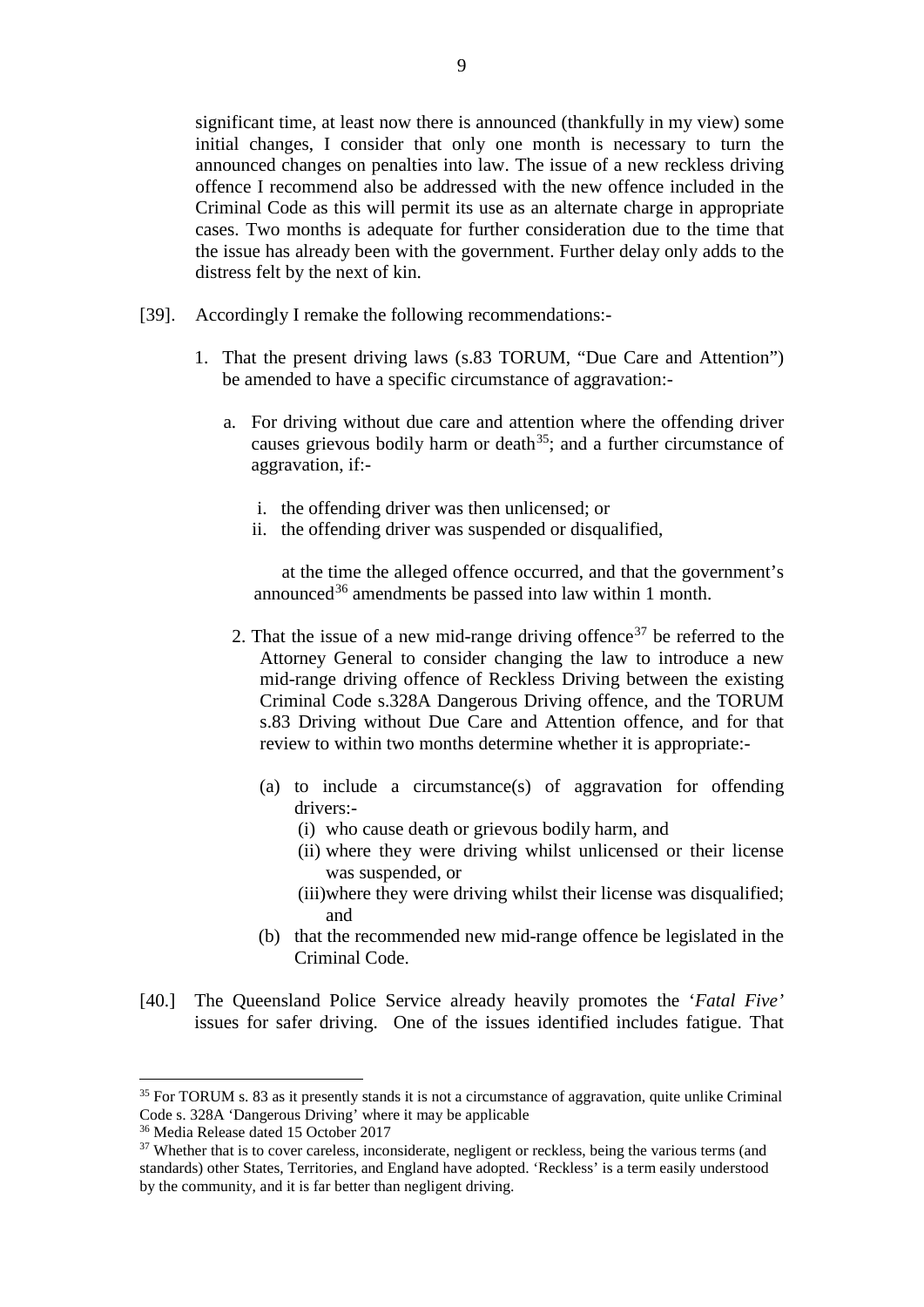significant time, at least now there is announced (thankfully in my view) some initial changes, I consider that only one month is necessary to turn the announced changes on penalties into law. The issue of a new reckless driving offence I recommend also be addressed with the new offence included in the Criminal Code as this will permit its use as an alternate charge in appropriate cases. Two months is adequate for further consideration due to the time that the issue has already been with the government. Further delay only adds to the distress felt by the next of kin.

[39]. Accordingly I remake the following recommendations:-

1. That the present driving laws (s.83 TORUM, "Due Care and Attention") be amended to have a specific circumstance of aggravation:-

   a. For driving without due care and attention where the offending driver causes grievous bodily harm or death[35]; and a further circumstance of aggravation, if:-

      i. the offending driver was then unlicensed; or
      ii. the offending driver was suspended or disqualified,

      at the time the alleged offence occurred, and that the government's announced[36] amendments be passed into law within 1 month.

2. That the issue of a new mid-range driving offence[37] be referred to the Attorney General to consider changing the law to introduce a new mid-range driving offence of Reckless Driving between the existing Criminal Code s.328A Dangerous Driving offence, and the TORUM s.83 Driving without Due Care and Attention offence, and for that review to within two months determine whether it is appropriate:-

   (a) to include a circumstance(s) of aggravation for offending drivers:-
      (i) who cause death or grievous bodily harm, and
      (ii) where they were driving whilst unlicensed or their license was suspended, or
      (iii) where they were driving whilst their license was disqualified; and
   (b) that the recommended new mid-range offence be legislated in the Criminal Code.

[40.] The Queensland Police Service already heavily promotes the '*Fatal Five*' issues for safer driving. One of the issues identified includes fatigue. That

---

[35] For TORUM s. 83 as it presently stands it is not a circumstance of aggravation, quite unlike Criminal Code s. 328A 'Dangerous Driving' where it may be applicable

[36] Media Release dated 15 October 2017

[37] Whether that is to cover careless, inconsiderate, negligent or reckless, being the various terms (and standards) other States, Territories, and England have adopted. 'Reckless' is a term easily understood by the community, and it is far better than negligent driving.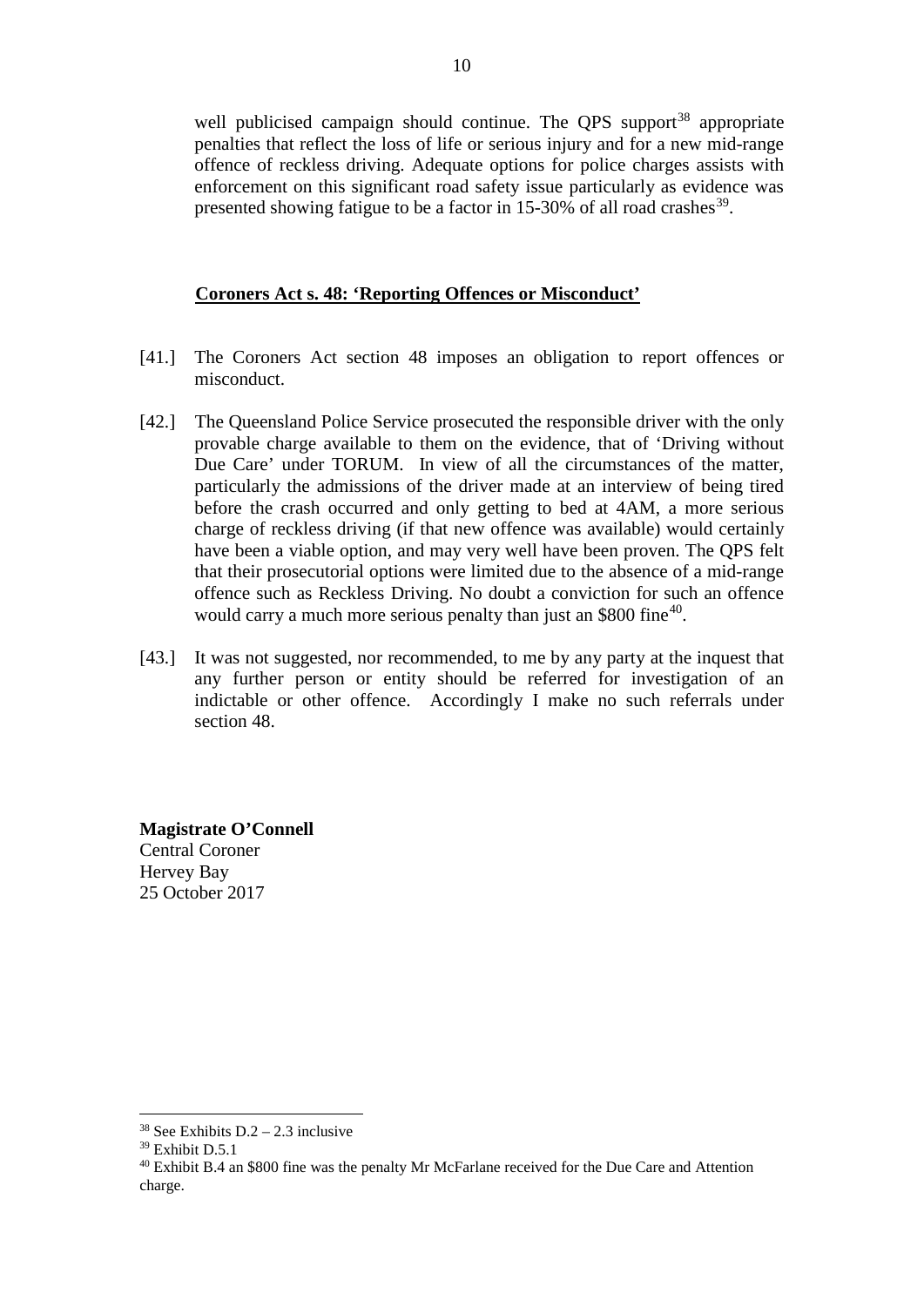well publicised campaign should continue. The QPS support[38] appropriate penalties that reflect the loss of life or serious injury and for a new mid-range offence of reckless driving. Adequate options for police charges assists with enforcement on this significant road safety issue particularly as evidence was presented showing fatigue to be a factor in 15-30% of all road crashes[39].

## Coroners Act s. 48: 'Reporting Offences or Misconduct'

[41.] The Coroners Act section 48 imposes an obligation to report offences or misconduct.

[42.] The Queensland Police Service prosecuted the responsible driver with the only provable charge available to them on the evidence, that of 'Driving without Due Care' under TORUM. In view of all the circumstances of the matter, particularly the admissions of the driver made at an interview of being tired before the crash occurred and only getting to bed at 4AM, a more serious charge of reckless driving (if that new offence was available) would certainly have been a viable option, and may very well have been proven. The QPS felt that their prosecutorial options were limited due to the absence of a mid-range offence such as Reckless Driving. No doubt a conviction for such an offence would carry a much more serious penalty than just an $800 fine[40].

[43.] It was not suggested, nor recommended, to me by any party at the inquest that any further person or entity should be referred for investigation of an indictable or other offence. Accordingly I make no such referrals under section 48.

**Magistrate O'Connell**
Central Coroner
Hervey Bay
25 October 2017

---

[38] See Exhibits D.2 – 2.3 inclusive

[39] Exhibit D.5.1

[40] Exhibit B.4 an $800 fine was the penalty Mr McFarlane received for the Due Care and Attention charge.